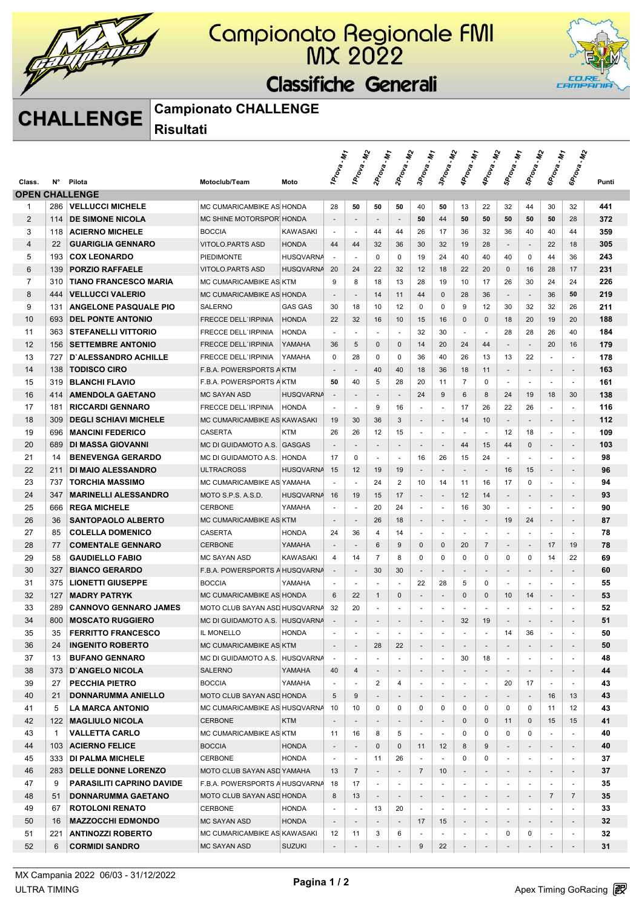# Campionato Regionale FMI MX 2022

## Classifiche Generali

## CHALLENGE

### Campionato CHALLENGE

### Risultati

| Class. | N° | Pilota | Motoclub/Team | Moto | 1Prova - M1 | 1Prova - M2 | 2Prova - M1 | 2Prova - M2 | 3Prova - M1 | 3Prova - M2 | 4Prova - M1 | 4Prova - M2 | 5Prova - M1 | 5Prova - M2 | 6Prova - M1 | 6Prova - M2 | Punti |
|---|---|---|---|---|---|---|---|---|---|---|---|---|---|---|---|---|---|
| **OPEN CHALLENGE** | | | | | | | | | | | | | | | | | |
| 1 | 286 | **VELLUCCI MICHELE** | MC CUMARICAMBIKE AS | HONDA | 28 | 50 | 50 | 50 | 40 | 50 | 13 | 22 | 32 | 44 | 30 | 32 | 441 |
| 2 | 114 | **DE SIMONE NICOLA** | MC SHINE MOTORSPOR | HONDA | - | - | - | - | 50 | 44 | 50 | 50 | 50 | 50 | 50 | 28 | 372 |
| 3 | 118 | **ACIERNO MICHELE** | BOCCIA | KAWASAKI | - | - | 44 | 44 | 26 | 17 | 36 | 32 | 36 | 40 | 40 | 44 | 359 |
| 4 | 22 | **GUARIGLIA GENNARO** | VITOLO.PARTS ASD | HONDA | 44 | 44 | 32 | 36 | 30 | 32 | 19 | 28 | - | - | 22 | 18 | 305 |
| 5 | 193 | **COX LEONARDO** | PIEDIMONTE | HUSQVARNA | - | - | 0 | 0 | 19 | 24 | 40 | 40 | 40 | 0 | 44 | 36 | 243 |
| 6 | 139 | **PORZIO RAFFAELE** | VITOLO.PARTS ASD | HUSQVARNA | 20 | 24 | 22 | 32 | 12 | 18 | 22 | 20 | 0 | 16 | 28 | 17 | 231 |
| 7 | 310 | **TIANO FRANCESCO MARIA** | MC CUMARICAMBIKE AS | KTM | 9 | 8 | 18 | 13 | 28 | 19 | 10 | 17 | 26 | 30 | 24 | 24 | 226 |
| 8 | 444 | **VELLUCCI VALERIO** | MC CUMARICAMBIKE AS | HONDA | - | - | 14 | 11 | 44 | 0 | 28 | 36 | - | - | 36 | 50 | 219 |
| 9 | 131 | **ANGELONE PASQUALE PIO** | SALERNO | GAS GAS | 30 | 18 | 10 | 12 | 0 | 0 | 9 | 12 | 30 | 32 | 32 | 26 | 211 |
| 10 | 693 | **DEL PONTE ANTONIO** | FRECCE DELL`IRPINIA | HONDA | 22 | 32 | 16 | 10 | 15 | 16 | 0 | 0 | 18 | 20 | 19 | 20 | 188 |
| 11 | 363 | **STEFANELLI VITTORIO** | FRECCE DELL`IRPINIA | HONDA | - | - | - | - | 32 | 30 | - | - | 28 | 28 | 26 | 40 | 184 |
| 12 | 156 | **SETTEMBRE ANTONIO** | FRECCE DELL`IRPINIA | YAMAHA | 36 | 5 | 0 | 0 | 14 | 20 | 24 | 44 | - | - | 20 | 16 | 179 |
| 13 | 727 | **D`ALESSANDRO ACHILLE** | FRECCE DELL`IRPINIA | YAMAHA | 0 | 28 | 0 | 0 | 36 | 40 | 26 | 13 | 13 | 22 | - | - | 178 |
| 14 | 138 | **TODISCO CIRO** | F.B.A. POWERSPORTS A | KTM | - | - | 40 | 40 | 18 | 36 | 18 | 11 | - | - | - | - | 163 |
| 15 | 319 | **BLANCHI FLAVIO** | F.B.A. POWERSPORTS A | KTM | 50 | 40 | 5 | 28 | 20 | 11 | 7 | 0 | - | - | - | - | 161 |
| 16 | 414 | **AMENDOLA GAETANO** | MC SAYAN ASD | HUSQVARNA | - | - | - | - | 24 | 9 | 6 | 8 | 24 | 19 | 18 | 30 | 138 |
| 17 | 181 | **RICCARDI GENNARO** | FRECCE DELL`IRPINIA | HONDA | - | - | 9 | 16 | - | - | 17 | 26 | 22 | 26 | - | - | 116 |
| 18 | 309 | **DEGLI SCHIAVI MICHELE** | MC CUMARICAMBIKE AS | KAWASAKI | 19 | 30 | 36 | 3 | - | - | 14 | 10 | - | - | - | - | 112 |
| 19 | 696 | **MANCINI FEDERICO** | CASERTA | KTM | 26 | 26 | 12 | 15 | - | - | - | - | 12 | 18 | - | - | 109 |
| 20 | 689 | **DI MASSA GIOVANNI** | MC DI GUIDAMOTO A.S. | GASGAS | - | - | - | - | - | - | 44 | 15 | 44 | 0 | - | - | 103 |
| 21 | 14 | **BENEVENGA GERARDO** | MC DI GUIDAMOTO A.S. | HONDA | 17 | 0 | - | - | 16 | 26 | 15 | 24 | - | - | - | - | 98 |
| 22 | 211 | **DI MAIO ALESSANDRO** | ULTRACROSS | HUSQVARNA | 15 | 12 | 19 | 19 | - | - | - | - | 16 | 15 | - | - | 96 |
| 23 | 737 | **TORCHIA MASSIMO** | MC CUMARICAMBIKE AS | YAMAHA | - | - | 24 | 2 | 10 | 14 | 11 | 16 | 17 | 0 | - | - | 94 |
| 24 | 347 | **MARINELLI ALESSANDRO** | MOTO S.P.S. A.S.D. | HUSQVARNA | 16 | 19 | 15 | 17 | - | - | 12 | 14 | - | - | - | - | 93 |
| 25 | 666 | **REGA MICHELE** | CERBONE | YAMAHA | - | - | 20 | 24 | - | - | 16 | 30 | - | - | - | - | 90 |
| 26 | 36 | **SANTOPAOLO ALBERTO** | MC CUMARICAMBIKE AS | KTM | - | - | 26 | 18 | - | - | - | - | 19 | 24 | - | - | 87 |
| 27 | 85 | **COLELLA DOMENICO** | CASERTA | HONDA | 24 | 36 | 4 | 14 | - | - | - | - | - | - | - | - | 78 |
| 28 | 77 | **COMENTALE GENNARO** | CERBONE | YAMAHA | - | - | 6 | 9 | 0 | 0 | 20 | 7 | - | - | 17 | 19 | 78 |
| 29 | 58 | **GAUDIELLO FABIO** | MC SAYAN ASD | KAWASAKI | 4 | 14 | 7 | 8 | 0 | 0 | 0 | 0 | 0 | 0 | 14 | 22 | 69 |
| 30 | 327 | **BIANCO GERARDO** | F.B.A. POWERSPORTS A | HUSQVARNA | - | - | 30 | 30 | - | - | - | - | - | - | - | - | 60 |
| 31 | 375 | **LIONETTI GIUSEPPE** | BOCCIA | YAMAHA | - | - | - | - | 22 | 28 | 5 | 0 | - | - | - | - | 55 |
| 32 | 127 | **MADRY PATRYK** | MC CUMARICAMBIKE AS | HONDA | 6 | 22 | 1 | 0 | - | - | 0 | 0 | 10 | 14 | - | - | 53 |
| 33 | 289 | **CANNOVO GENNARO JAMES** | MOTO CLUB SAYAN ASD | HUSQVARNA | 32 | 20 | - | - | - | - | - | - | - | - | - | - | 52 |
| 34 | 800 | **MOSCATO RUGGIERO** | MC DI GUIDAMOTO A.S. | HUSQVARNA | - | - | - | - | - | - | 32 | 19 | - | - | - | - | 51 |
| 35 | 35 | **FERRITTO FRANCESCO** | IL MONELLO | HONDA | - | - | - | - | - | - | - | - | 14 | 36 | - | - | 50 |
| 36 | 24 | **INGENITO ROBERTO** | MC CUMARICAMBIKE AS | KTM | - | - | 28 | 22 | - | - | - | - | - | - | - | - | 50 |
| 37 | 13 | **BUFANO GENNARO** | MC DI GUIDAMOTO A.S. | HUSQVARNA | - | - | - | - | - | - | 30 | 18 | - | - | - | - | 48 |
| 38 | 373 | **D`ANGELO NICOLA** | SALERNO | YAMAHA | 40 | 4 | - | - | - | - | - | - | - | - | - | - | 44 |
| 39 | 27 | **PECCHIA PIETRO** | BOCCIA | YAMAHA | - | - | 2 | 4 | - | - | - | - | 20 | 17 | - | - | 43 |
| 40 | 21 | **DONNARUMMA ANIELLO** | MOTO CLUB SAYAN ASD | HONDA | 5 | 9 | - | - | - | - | - | - | - | - | 16 | 13 | 43 |
| 41 | 5 | **LA MARCA ANTONIO** | MC CUMARICAMBIKE AS | HUSQVARNA | 10 | 10 | 0 | 0 | 0 | 0 | 0 | 0 | 0 | 0 | 11 | 12 | 43 |
| 42 | 122 | **MAGLIULO NICOLA** | CERBONE | KTM | - | - | - | - | - | - | 0 | 0 | 11 | 0 | 15 | 15 | 41 |
| 43 | 1 | **VALLETTA CARLO** | MC CUMARICAMBIKE AS | KTM | 11 | 16 | 8 | 5 | - | - | 0 | 0 | 0 | 0 | - | - | 40 |
| 44 | 103 | **ACIERNO FELICE** | BOCCIA | HONDA | - | - | 0 | 0 | 11 | 12 | 8 | 9 | - | - | - | - | 40 |
| 45 | 333 | **DI PALMA MICHELE** | CERBONE | HONDA | - | - | 11 | 26 | - | - | 0 | 0 | - | - | - | - | 37 |
| 46 | 283 | **DELLE DONNE LORENZO** | MOTO CLUB SAYAN ASD | YAMAHA | 13 | 7 | - | - | 7 | 10 | - | - | - | - | - | - | 37 |
| 47 | 9 | **PARASILITI CAPRINO DAVIDE** | F.B.A. POWERSPORTS A | HUSQVARNA | 18 | 17 | - | - | - | - | - | - | - | - | - | - | 35 |
| 48 | 51 | **DONNARUMMA GAETANO** | MOTO CLUB SAYAN ASD | HONDA | 8 | 13 | - | - | - | - | - | - | - | - | 7 | 7 | 35 |
| 49 | 67 | **ROTOLONI RENATO** | CERBONE | HONDA | - | - | 13 | 20 | - | - | - | - | - | - | - | - | 33 |
| 50 | 16 | **MAZZOCCHI EDMONDO** | MC SAYAN ASD | HONDA | - | - | - | - | 17 | 15 | - | - | - | - | - | - | 32 |
| 51 | 221 | **ANTINOZZI ROBERTO** | MC CUMARICAMBIKE AS | KAWASAKI | 12 | 11 | 3 | 6 | - | - | - | - | 0 | 0 | - | - | 32 |
| 52 | 6 | **CORMIDI SANDRO** | MC SAYAN ASD | SUZUKI | - | - | - | - | 9 | 22 | - | - | - | - | - | - | 31 |

MX Campania 2022 06/03 - 31/12/2022

ULTRA TIMING

Apex Timing GoRacing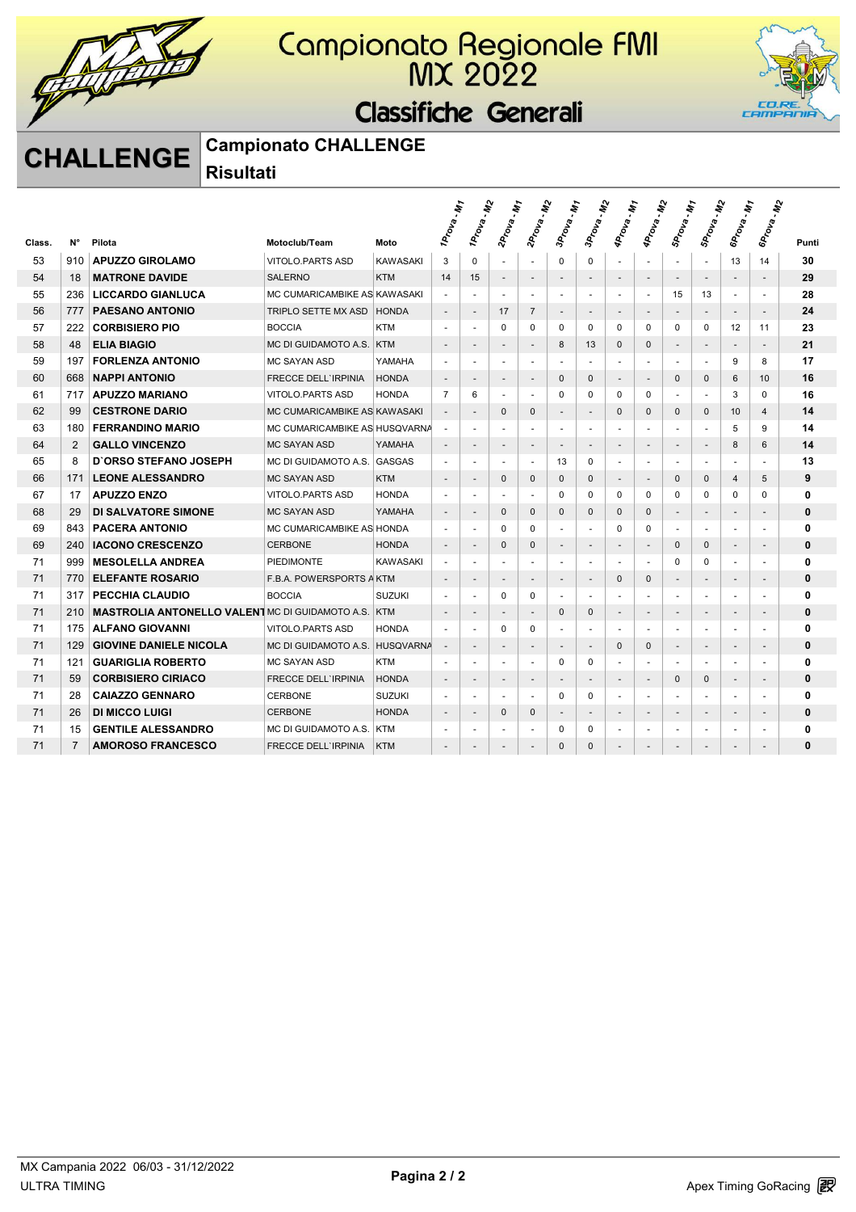# Campionato Regionale FMI MX 2022

## Classifiche Generali

## CHALLENGE

### Campionato CHALLENGE

### Risultati

| Class. | N° | Pilota | Motoclub/Team | Moto | 1Prova - M1 | 1Prova - M2 | 2Prova - M1 | 2Prova - M2 | 3Prova - M1 | 3Prova - M2 | 4Prova - M1 | 4Prova - M2 | 5Prova - M1 | 5Prova - M2 | 6Prova - M1 | 6Prova - M2 | Punti |
|---|---|---|---|---|---|---|---|---|---|---|---|---|---|---|---|---|---|
| 53 | 910 | **APUZZO GIROLAMO** | VITOLO.PARTS ASD | KAWASAKI | 3 | 0 | - | - | 0 | 0 | - | - | - | - | 13 | 14 | **30** |
| 54 | 18 | **MATRONE DAVIDE** | SALERNO | KTM | 14 | 15 | - | - | - | - | - | - | - | - | - | - | **29** |
| 55 | 236 | **LICCARDO GIANLUCA** | MC CUMARICAMBIKE AS | KAWASAKI | - | - | - | - | - | - | - | - | 15 | 13 | - | - | **28** |
| 56 | 777 | **PAESANO ANTONIO** | TRIPLO SETTE MX ASD | HONDA | - | - | 17 | 7 | - | - | - | - | - | - | - | - | **24** |
| 57 | 222 | **CORBISIERO PIO** | BOCCIA | KTM | - | - | 0 | 0 | 0 | 0 | 0 | 0 | 0 | 0 | 12 | 11 | **23** |
| 58 | 48 | **ELIA BIAGIO** | MC DI GUIDAMOTO A.S. | KTM | - | - | - | - | 8 | 13 | 0 | 0 | - | - | - | - | **21** |
| 59 | 197 | **FORLENZA ANTONIO** | MC SAYAN ASD | YAMAHA | - | - | - | - | - | - | - | - | - | - | 9 | 8 | **17** |
| 60 | 668 | **NAPPI ANTONIO** | FRECCE DELL`IRPINIA | HONDA | - | - | - | - | 0 | 0 | - | - | 0 | 0 | 6 | 10 | **16** |
| 61 | 717 | **APUZZO MARIANO** | VITOLO.PARTS ASD | HONDA | 7 | 6 | - | - | 0 | 0 | 0 | 0 | - | - | 3 | 0 | **16** |
| 62 | 99 | **CESTRONE DARIO** | MC CUMARICAMBIKE AS | KAWASAKI | - | - | 0 | 0 | - | - | 0 | 0 | 0 | 0 | 10 | 4 | **14** |
| 63 | 180 | **FERRANDINO MARIO** | MC CUMARICAMBIKE AS | HUSQVARNA | - | - | - | - | - | - | - | - | - | - | 5 | 9 | **14** |
| 64 | 2 | **GALLO VINCENZO** | MC SAYAN ASD | YAMAHA | - | - | - | - | - | - | - | - | - | - | 8 | 6 | **14** |
| 65 | 8 | **D`ORSO STEFANO JOSEPH** | MC DI GUIDAMOTO A.S. | GASGAS | - | - | - | - | 13 | 0 | - | - | - | - | - | - | **13** |
| 66 | 171 | **LEONE ALESSANDRO** | MC SAYAN ASD | KTM | - | - | 0 | 0 | 0 | 0 | - | - | 0 | 0 | 4 | 5 | **9** |
| 67 | 17 | **APUZZO ENZO** | VITOLO.PARTS ASD | HONDA | - | - | - | - | 0 | 0 | 0 | 0 | 0 | 0 | 0 | 0 | **0** |
| 68 | 29 | **DI SALVATORE SIMONE** | MC SAYAN ASD | YAMAHA | - | - | 0 | 0 | 0 | 0 | 0 | 0 | - | - | - | - | **0** |
| 69 | 843 | **PACERA ANTONIO** | MC CUMARICAMBIKE AS | HONDA | - | - | 0 | 0 | - | - | 0 | 0 | - | - | - | - | **0** |
| 69 | 240 | **IACONO CRESCENZO** | CERBONE | HONDA | - | - | 0 | 0 | - | - | - | - | 0 | 0 | - | - | **0** |
| 71 | 999 | **MESOLELLA ANDREA** | PIEDIMONTE | KAWASAKI | - | - | - | - | - | - | - | - | 0 | 0 | - | - | **0** |
| 71 | 770 | **ELEFANTE ROSARIO** | F.B.A. POWERSPORTS A | KTM | - | - | - | - | - | - | 0 | 0 | - | - | - | - | **0** |
| 71 | 317 | **PECCHIA CLAUDIO** | BOCCIA | SUZUKI | - | - | 0 | 0 | - | - | - | - | - | - | - | - | **0** |
| 71 | 210 | **MASTROLIA ANTONELLO VALENT** | MC DI GUIDAMOTO A.S. | KTM | - | - | - | - | 0 | 0 | - | - | - | - | - | - | **0** |
| 71 | 175 | **ALFANO GIOVANNI** | VITOLO.PARTS ASD | HONDA | - | - | 0 | 0 | - | - | - | - | - | - | - | - | **0** |
| 71 | 129 | **GIOVINE DANIELE NICOLA** | MC DI GUIDAMOTO A.S. | HUSQVARNA | - | - | - | - | - | - | 0 | 0 | - | - | - | - | **0** |
| 71 | 121 | **GUARIGLIA ROBERTO** | MC SAYAN ASD | KTM | - | - | - | - | 0 | 0 | - | - | - | - | - | - | **0** |
| 71 | 59 | **CORBISIERO CIRIACO** | FRECCE DELL`IRPINIA | HONDA | - | - | - | - | - | - | - | - | 0 | 0 | - | - | **0** |
| 71 | 28 | **CAIAZZO GENNARO** | CERBONE | SUZUKI | - | - | - | - | 0 | 0 | - | - | - | - | - | - | **0** |
| 71 | 26 | **DI MICCO LUIGI** | CERBONE | HONDA | - | - | 0 | 0 | - | - | - | - | - | - | - | - | **0** |
| 71 | 15 | **GENTILE ALESSANDRO** | MC DI GUIDAMOTO A.S. | KTM | - | - | - | - | 0 | 0 | - | - | - | - | - | - | **0** |
| 71 | 7 | **AMOROSO FRANCESCO** | FRECCE DELL`IRPINIA | KTM | - | - | - | - | 0 | 0 | - | - | - | - | - | - | **0** |

MX Campania 2022 06/03 - 31/12/2022

ULTRA TIMING

Apex Timing GoRacing